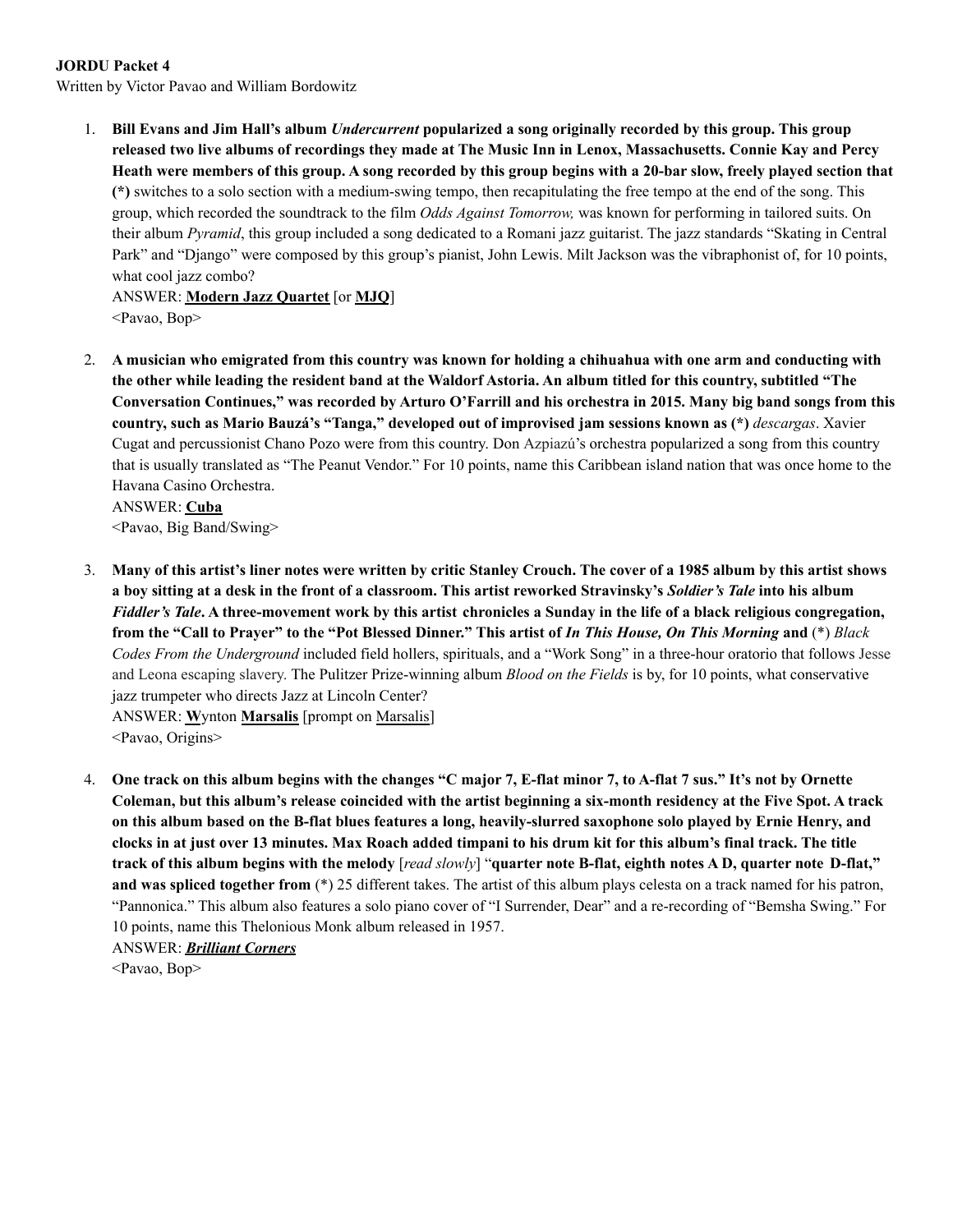**JORDU Packet 4**

Written by Victor Pavao and William Bordowitz

1. **Bill Evans and Jim Hall's album *Undercurrent* popularized a song originally recorded by this group. This group released two live albums of recordings they made at The Music Inn in Lenox, Massachusetts. Connie Kay and Percy Heath were members of this group. A song recorded by this group begins with a 20-bar slow, freely played section that (*)** switches to a solo section with a medium-swing tempo, then recapitulating the free tempo at the end of the song. This group, which recorded the soundtrack to the film *Odds Against Tomorrow,* was known for performing in tailored suits. On their album *Pyramid*, this group included a song dedicated to a Romani jazz guitarist. The jazz standards "Skating in Central Park" and "Django" were composed by this group's pianist, John Lewis. Milt Jackson was the vibraphonist of, for 10 points, what cool jazz combo?

   ANSWER: **Modern Jazz Quartet** [or **MJQ**]

   <Pavao, Bop>

2. **A musician who emigrated from this country was known for holding a chihuahua with one arm and conducting with the other while leading the resident band at the Waldorf Astoria. An album titled for this country, subtitled "The Conversation Continues," was recorded by Arturo O'Farrill and his orchestra in 2015. Many big band songs from this country, such as Mario Bauzá's "Tanga," developed out of improvised jam sessions known as (*)** *descargas*. Xavier Cugat and percussionist Chano Pozo were from this country. Don Azpiazú's orchestra popularized a song from this country that is usually translated as "The Peanut Vendor." For 10 points, name this Caribbean island nation that was once home to the Havana Casino Orchestra.

   ANSWER: **Cuba**

   <Pavao, Big Band/Swing>

3. **Many of this artist's liner notes were written by critic Stanley Crouch. The cover of a 1985 album by this artist shows a boy sitting at a desk in the front of a classroom. This artist reworked Stravinsky's *Soldier's Tale* into his album *Fiddler's Tale*. A three-movement work by this artist chronicles a Sunday in the life of a black religious congregation, from the "Call to Prayer" to the "Pot Blessed Dinner." This artist of *In This House, On This Morning* and** (*) *Black Codes From the Underground* included field hollers, spirituals, and a "Work Song" in a three-hour oratorio that follows Jesse and Leona escaping slavery. The Pulitzer Prize-winning album *Blood on the Fields* is by, for 10 points, what conservative jazz trumpeter who directs Jazz at Lincoln Center?

   ANSWER: **W**ynton **Marsalis** [prompt on Marsalis]

   <Pavao, Origins>

4. **One track on this album begins with the changes "C major 7, E-flat minor 7, to A-flat 7 sus." It's not by Ornette Coleman, but this album's release coincided with the artist beginning a six-month residency at the Five Spot. A track on this album based on the B-flat blues features a long, heavily-slurred saxophone solo played by Ernie Henry, and clocks in at just over 13 minutes. Max Roach added timpani to his drum kit for this album's final track. The title track of this album begins with the melody** [*read slowly*] "**quarter note B-flat, eighth notes A D, quarter note D-flat," and was spliced together from** (*) 25 different takes. The artist of this album plays celesta on a track named for his patron, "Pannonica." This album also features a solo piano cover of "I Surrender, Dear" and a re-recording of "Bemsha Swing." For 10 points, name this Thelonious Monk album released in 1957.

   ANSWER: ***Brilliant Corners***

   <Pavao, Bop>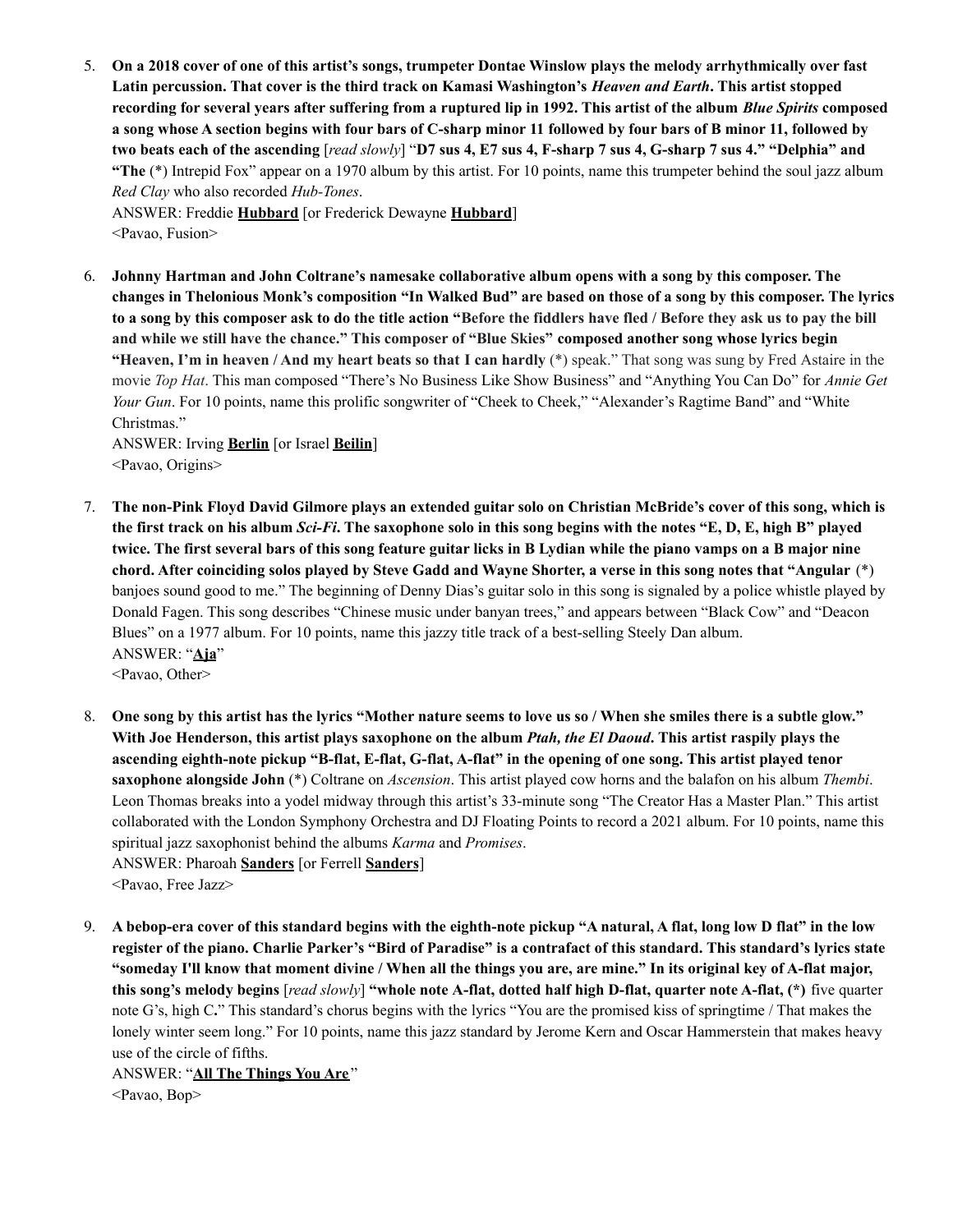5. **On a 2018 cover of one of this artist's songs, trumpeter Dontae Winslow plays the melody arrhythmically over fast Latin percussion. That cover is the third track on Kamasi Washington's *Heaven and Earth*. This artist stopped recording for several years after suffering from a ruptured lip in 1992. This artist of the album *Blue Spirits* composed a song whose A section begins with four bars of C-sharp minor 11 followed by four bars of B minor 11, followed by two beats each of the ascending** [*read slowly*] "**D7 sus 4, E7 sus 4, F-sharp 7 sus 4, G-sharp 7 sus 4." "Delphia" and "The** (*) Intrepid Fox" appear on a 1970 album by this artist. For 10 points, name this trumpeter behind the soul jazz album *Red Clay* who also recorded *Hub-Tones*.
   ANSWER: Freddie **<u>Hubbard</u>** [or Frederick Dewayne **<u>Hubbard</u>**]
   <Pavao, Fusion>

6. **Johnny Hartman and John Coltrane's namesake collaborative album opens with a song by this composer. The changes in Thelonious Monk's composition "In Walked Bud" are based on those of a song by this composer. The lyrics to a song by this composer ask to do the title action "Before the fiddlers have fled / Before they ask us to pay the bill and while we still have the chance." This composer of "Blue Skies" composed another song whose lyrics begin "Heaven, I'm in heaven / And my heart beats so that I can hardly** (*) speak." That song was sung by Fred Astaire in the movie *Top Hat*. This man composed "There's No Business Like Show Business" and "Anything You Can Do" for *Annie Get Your Gun*. For 10 points, name this prolific songwriter of "Cheek to Cheek," "Alexander's Ragtime Band" and "White Christmas."
   ANSWER: Irving **<u>Berlin</u>** [or Israel **<u>Beilin</u>**]
   <Pavao, Origins>

7. **The non-Pink Floyd David Gilmore plays an extended guitar solo on Christian McBride's cover of this song, which is the first track on his album *Sci-Fi*. The saxophone solo in this song begins with the notes "E, D, E, high B" played twice. The first several bars of this song feature guitar licks in B Lydian while the piano vamps on a B major nine chord. After coinciding solos played by Steve Gadd and Wayne Shorter, a verse in this song notes that "Angular** (*) banjoes sound good to me." The beginning of Denny Dias's guitar solo in this song is signaled by a police whistle played by Donald Fagen. This song describes "Chinese music under banyan trees," and appears between "Black Cow" and "Deacon Blues" on a 1977 album. For 10 points, name this jazzy title track of a best-selling Steely Dan album.
   ANSWER: "**<u>Aja</u>**"
   <Pavao, Other>

8. **One song by this artist has the lyrics "Mother nature seems to love us so / When she smiles there is a subtle glow." With Joe Henderson, this artist plays saxophone on the album *Ptah, the El Daoud*. This artist raspily plays the ascending eighth-note pickup "B-flat, E-flat, G-flat, A-flat" in the opening of one song. This artist played tenor saxophone alongside John** (*) Coltrane on *Ascension*. This artist played cow horns and the balafon on his album *Thembi*. Leon Thomas breaks into a yodel midway through this artist's 33-minute song "The Creator Has a Master Plan." This artist collaborated with the London Symphony Orchestra and DJ Floating Points to record a 2021 album. For 10 points, name this spiritual jazz saxophonist behind the albums *Karma* and *Promises*.
   ANSWER: Pharoah **Sanders** [or Ferrell **Sanders**]
   <Pavao, Free Jazz>

9. **A bebop-era cover of this standard begins with the eighth-note pickup "A natural, A flat, long low D flat" in the low register of the piano. Charlie Parker's "Bird of Paradise" is a contrafact of this standard. This standard's lyrics state "someday I'll know that moment divine / When all the things you are, are mine." In its original key of A-flat major, this song's melody begins** [*read slowly*] **"whole note A-flat, dotted half high D-flat, quarter note A-flat, (*)** five quarter note G's, high C**.**" This standard's chorus begins with the lyrics "You are the promised kiss of springtime / That makes the lonely winter seem long." For 10 points, name this jazz standard by Jerome Kern and Oscar Hammerstein that makes heavy use of the circle of fifths.
   ANSWER: "**<u>All The Things You Are</u>**"
   <Pavao, Bop>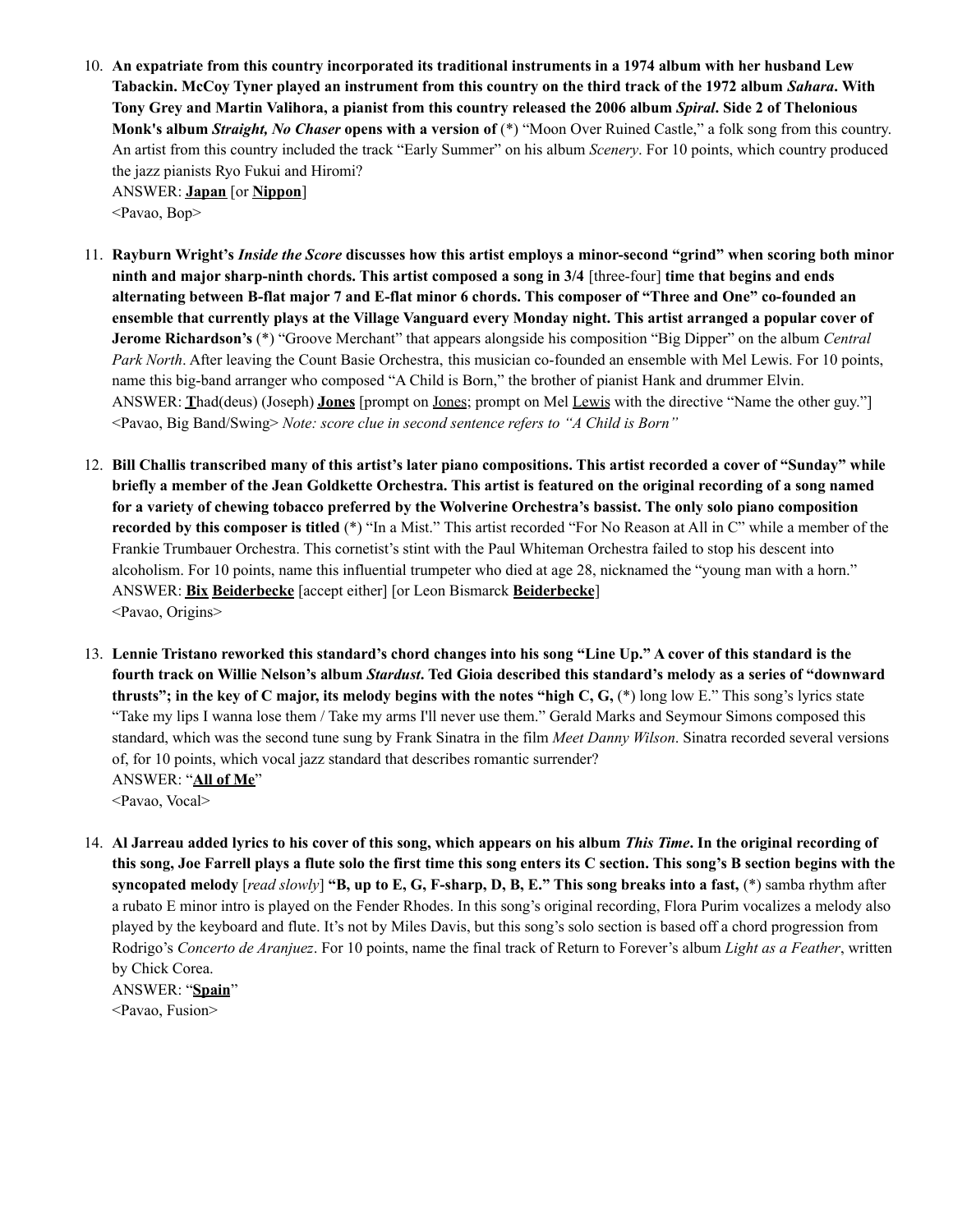10. **An expatriate from this country incorporated its traditional instruments in a 1974 album with her husband Lew Tabackin. McCoy Tyner played an instrument from this country on the third track of the 1972 album *Sahara*. With Tony Grey and Martin Valihora, a pianist from this country released the 2006 album *Spiral*. Side 2 of Thelonious Monk's album *Straight, No Chaser* opens with a version of** (*) "Moon Over Ruined Castle," a folk song from this country. An artist from this country included the track "Early Summer" on his album *Scenery*. For 10 points, which country produced the jazz pianists Ryo Fukui and Hiromi?
    ANSWER: **Japan** [or **Nippon**]
    <Pavao, Bop>

11. **Rayburn Wright's *Inside the Score* discusses how this artist employs a minor-second "grind" when scoring both minor ninth and major sharp-ninth chords. This artist composed a song in 3/4** [three-four] **time that begins and ends alternating between B-flat major 7 and E-flat minor 6 chords. This composer of "Three and One" co-founded an ensemble that currently plays at the Village Vanguard every Monday night. This artist arranged a popular cover of Jerome Richardson's** (*) "Groove Merchant" that appears alongside his composition "Big Dipper" on the album *Central Park North*. After leaving the Count Basie Orchestra, this musician co-founded an ensemble with Mel Lewis. For 10 points, name this big-band arranger who composed "A Child is Born," the brother of pianist Hank and drummer Elvin.
    ANSWER: **T**had(deus) (Joseph) **Jones** [prompt on Jones; prompt on Mel Lewis with the directive "Name the other guy."]
    <Pavao, Big Band/Swing> *Note: score clue in second sentence refers to "A Child is Born"*

12. **Bill Challis transcribed many of this artist's later piano compositions. This artist recorded a cover of "Sunday" while briefly a member of the Jean Goldkette Orchestra. This artist is featured on the original recording of a song named for a variety of chewing tobacco preferred by the Wolverine Orchestra's bassist. The only solo piano composition recorded by this composer is titled** (*) "In a Mist." This artist recorded "For No Reason at All in C" while a member of the Frankie Trumbauer Orchestra. This cornetist's stint with the Paul Whiteman Orchestra failed to stop his descent into alcoholism. For 10 points, name this influential trumpeter who died at age 28, nicknamed the "young man with a horn."
    ANSWER: **Bix Beiderbecke** [accept either] [or Leon Bismarck **Beiderbecke**]
    <Pavao, Origins>

13. **Lennie Tristano reworked this standard's chord changes into his song "Line Up." A cover of this standard is the fourth track on Willie Nelson's album *Stardust*. Ted Gioia described this standard's melody as a series of "downward thrusts"; in the key of C major, its melody begins with the notes "high C, G,** (*) long low E." This song's lyrics state "Take my lips I wanna lose them / Take my arms I'll never use them." Gerald Marks and Seymour Simons composed this standard, which was the second tune sung by Frank Sinatra in the film *Meet Danny Wilson*. Sinatra recorded several versions of, for 10 points, which vocal jazz standard that describes romantic surrender?
    ANSWER: "**All of Me**"
    <Pavao, Vocal>

14. **Al Jarreau added lyrics to his cover of this song, which appears on his album *This Time*. In the original recording of this song, Joe Farrell plays a flute solo the first time this song enters its C section. This song's B section begins with the syncopated melody** [*read slowly*] **"B, up to E, G, F-sharp, D, B, E." This song breaks into a fast,** (*) samba rhythm after a rubato E minor intro is played on the Fender Rhodes. In this song's original recording, Flora Purim vocalizes a melody also played by the keyboard and flute. It's not by Miles Davis, but this song's solo section is based off a chord progression from Rodrigo's *Concerto de Aranjuez*. For 10 points, name the final track of Return to Forever's album *Light as a Feather*, written by Chick Corea.
    ANSWER: "**Spain**"
    <Pavao, Fusion>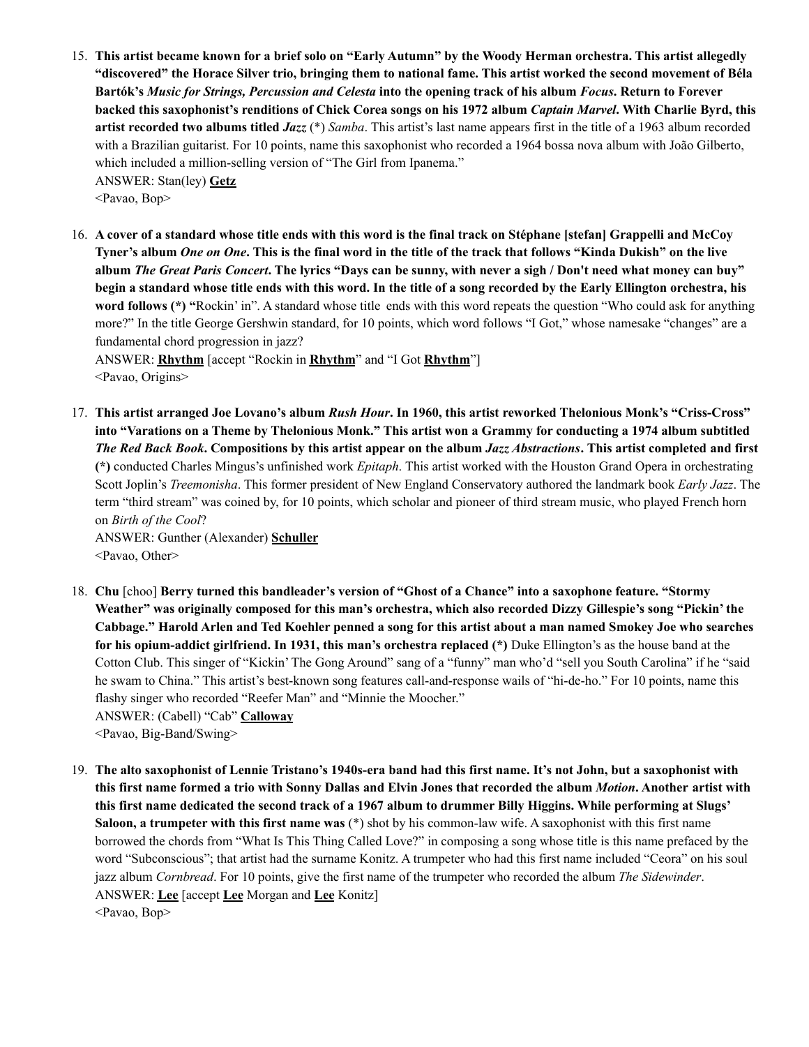15. **This artist became known for a brief solo on "Early Autumn" by the Woody Herman orchestra. This artist allegedly "discovered" the Horace Silver trio, bringing them to national fame. This artist worked the second movement of Béla Bartók's *Music for Strings, Percussion and Celesta* into the opening track of his album *Focus*. Return to Forever backed this saxophonist's renditions of Chick Corea songs on his 1972 album *Captain Marvel*. With Charlie Byrd, this artist recorded two albums titled *Jazz* (*)** *Samba*. This artist's last name appears first in the title of a 1963 album recorded with a Brazilian guitarist. For 10 points, name this saxophonist who recorded a 1964 bossa nova album with João Gilberto, which included a million-selling version of "The Girl from Ipanema."
    ANSWER: Stan(ley) **Getz**
    <Pavao, Bop>

16. **A cover of a standard whose title ends with this word is the final track on Stéphane [stefan] Grappelli and McCoy Tyner's album *One on One*. This is the final word in the title of the track that follows "Kinda Dukish" on the live album *The Great Paris Concert*. The lyrics "Days can be sunny, with never a sigh / Don't need what money can buy" begin a standard whose title ends with this word. In the title of a song recorded by the Early Ellington orchestra, his word follows (*) "**Rockin' in". A standard whose title ends with this word repeats the question "Who could ask for anything more?" In the title George Gershwin standard, for 10 points, which word follows "I Got," whose namesake "changes" are a fundamental chord progression in jazz?
    ANSWER: **Rhythm** [accept "Rockin in **Rhythm**" and "I Got **Rhythm**"]
    <Pavao, Origins>

17. **This artist arranged Joe Lovano's album *Rush Hour*. In 1960, this artist reworked Thelonious Monk's "Criss-Cross" into "Varations on a Theme by Thelonious Monk." This artist won a Grammy for conducting a 1974 album subtitled *The Red Back Book*. Compositions by this artist appear on the album *Jazz Abstractions*. This artist completed and first (*)** conducted Charles Mingus's unfinished work *Epitaph*. This artist worked with the Houston Grand Opera in orchestrating Scott Joplin's *Treemonisha*. This former president of New England Conservatory authored the landmark book *Early Jazz*. The term "third stream" was coined by, for 10 points, which scholar and pioneer of third stream music, who played French horn on *Birth of the Cool*?
    ANSWER: Gunther (Alexander) **Schuller**
    <Pavao, Other>

18. **Chu** [choo] **Berry turned this bandleader's version of "Ghost of a Chance" into a saxophone feature. "Stormy Weather" was originally composed for this man's orchestra, which also recorded Dizzy Gillespie's song "Pickin' the Cabbage." Harold Arlen and Ted Koehler penned a song for this artist about a man named Smokey Joe who searches for his opium-addict girlfriend. In 1931, this man's orchestra replaced (*)** Duke Ellington's as the house band at the Cotton Club. This singer of "Kickin' The Gong Around" sang of a "funny" man who'd "sell you South Carolina" if he "said he swam to China." This artist's best-known song features call-and-response wails of "hi-de-ho." For 10 points, name this flashy singer who recorded "Reefer Man" and "Minnie the Moocher."
    ANSWER: (Cabell) "Cab" **Calloway**
    <Pavao, Big-Band/Swing>

19. **The alto saxophonist of Lennie Tristano's 1940s-era band had this first name. It's not John, but a saxophonist with this first name formed a trio with Sonny Dallas and Elvin Jones that recorded the album *Motion*. Another artist with this first name dedicated the second track of a 1967 album to drummer Billy Higgins. While performing at Slugs' Saloon, a trumpeter with this first name was** (*) shot by his common-law wife. A saxophonist with this first name borrowed the chords from "What Is This Thing Called Love?" in composing a song whose title is this name prefaced by the word "Subconscious"; that artist had the surname Konitz. A trumpeter who had this first name included "Ceora" on his soul jazz album *Cornbread*. For 10 points, give the first name of the trumpeter who recorded the album *The Sidewinder*.
    ANSWER: **Lee** [accept **Lee** Morgan and **Lee** Konitz]
    <Pavao, Bop>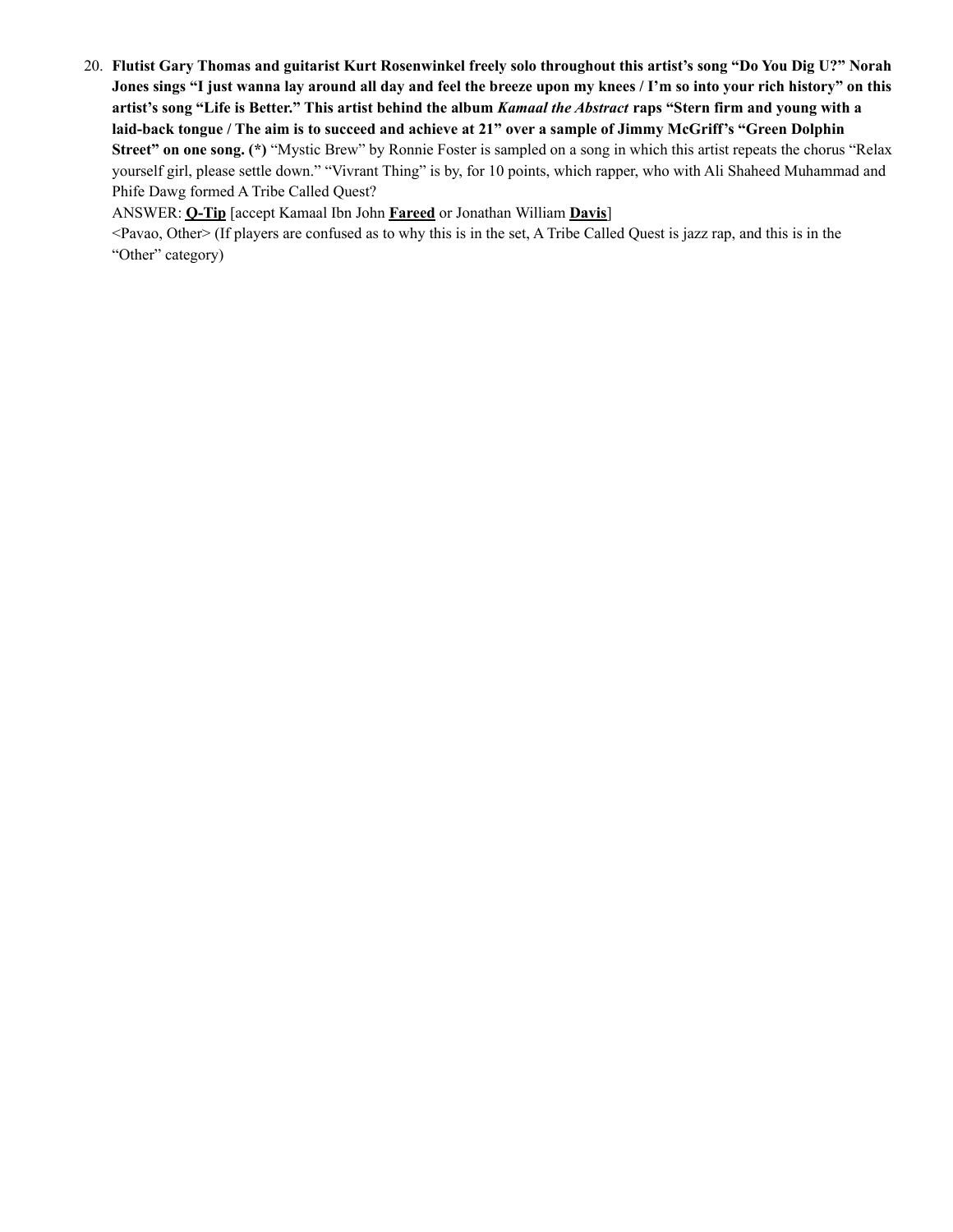20. **Flutist Gary Thomas and guitarist Kurt Rosenwinkel freely solo throughout this artist's song "Do You Dig U?" Norah Jones sings "I just wanna lay around all day and feel the breeze upon my knees / I'm so into your rich history" on this artist's song "Life is Better." This artist behind the album *Kamaal the Abstract* raps "Stern firm and young with a laid-back tongue / The aim is to succeed and achieve at 21" over a sample of Jimmy McGriff's "Green Dolphin Street" on one song. (*)** "Mystic Brew" by Ronnie Foster is sampled on a song in which this artist repeats the chorus "Relax yourself girl, please settle down." "Vivrant Thing" is by, for 10 points, which rapper, who with Ali Shaheed Muhammad and Phife Dawg formed A Tribe Called Quest?

    ANSWER: **<u>Q-Tip</u>** [accept Kamaal Ibn John **<u>Fareed</u>** or Jonathan William **<u>Davis</u>**]

    <Pavao, Other> (If players are confused as to why this is in the set, A Tribe Called Quest is jazz rap, and this is in the "Other" category)